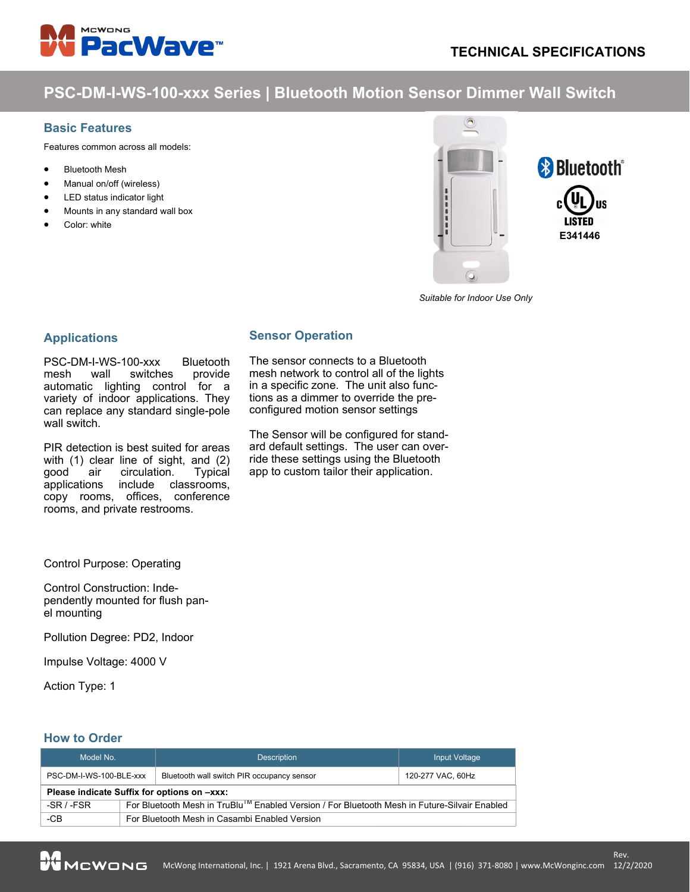TECHNICAL SPECIFICATIONS

# PSC-DM-I-WS-100-xxx Series | Bluetooth Motion Sensor Dimmer Wall Switch

## Basic Features

Features common across all models:

- Bluetooth Mesh
- Manual on/off (wireless)
- LED status indicator light
- Mounts in any standard wall box
- Color: white

Bluetooth®

cULus LISTED E341446

*Suitable for Indoor Use Only*

## Applications

PSC-DM-I-WS-100-xxx Bluetooth mesh wall switches provide automatic lighting control for a variety of indoor applications. They can replace any standard single-pole wall switch.

PIR detection is best suited for areas with (1) clear line of sight, and (2) good air circulation. Typical applications include classrooms, copy rooms, offices, conference rooms, and private restrooms.

## Sensor Operation

The sensor connects to a Bluetooth mesh network to control all of the lights in a specific zone. The unit also functions as a dimmer to override the pre-configured motion sensor settings

The Sensor will be configured for standard default settings. The user can override these settings using the Bluetooth app to custom tailor their application.

Control Purpose: Operating

Control Construction: Independently mounted for flush panel mounting

Pollution Degree: PD2, Indoor

Impulse Voltage: 4000 V

Action Type: 1

## How to Order

| Model No. | Description | Input Voltage |
|---|---|---|
| PSC-DM-I-WS-100-BLE-xxx | Bluetooth wall switch PIR occupancy sensor | 120-277 VAC, 60Hz |
| **Please indicate Suffix for options on –xxx:** | | |
| -SR / -FSR | For Bluetooth Mesh in TruBlu™ Enabled Version / For Bluetooth Mesh in Future-Silvair Enabled | |
| -CB | For Bluetooth Mesh in Casambi Enabled Version | |

McWong International, Inc. | 1921 Arena Blvd., Sacramento, CA 95834, USA | (916) 371-8080 | www.McWonginc.com Rev. 12/2/2020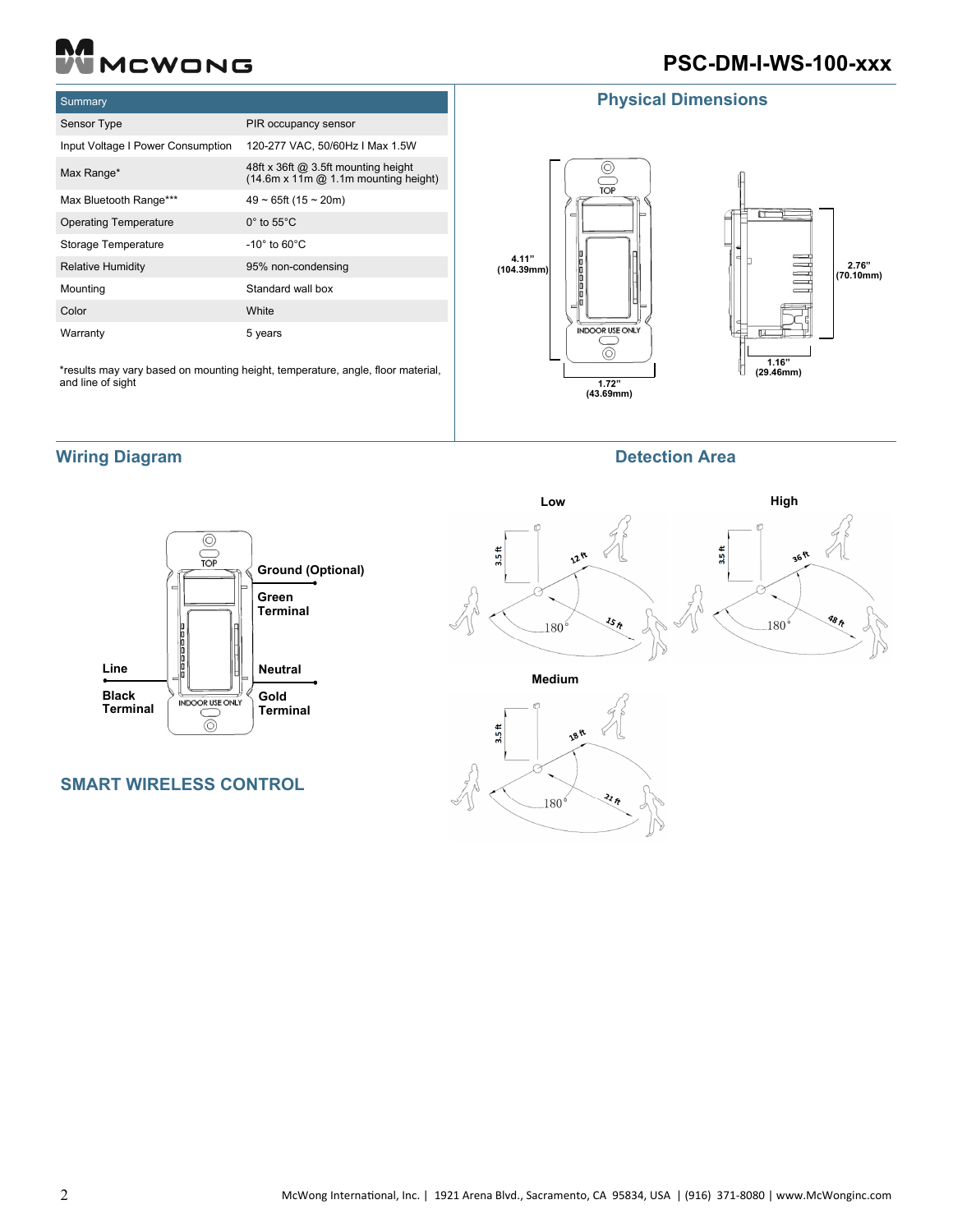# PSC-DM-I-WS-100-xxx

| Summary | |
|---|---|
| Sensor Type | PIR occupancy sensor |
| Input Voltage I Power Consumption | 120-277 VAC, 50/60Hz I Max 1.5W |
| Max Range* | 48ft x 36ft @ 3.5ft mounting height (14.6m x 11m @ 1.1m mounting height) |
| Max Bluetooth Range*** | 49 ~ 65ft (15 ~ 20m) |
| Operating Temperature | 0° to 55°C |
| Storage Temperature | -10° to 60°C |
| Relative Humidity | 95% non-condensing |
| Mounting | Standard wall box |
| Color | White |
| Warranty | 5 years |

*results may vary based on mounting height, temperature, angle, floor material, and line of sight

## Physical Dimensions

TOP

INDOOR USE ONLY

4.11" (104.39mm)

1.72" (43.69mm)

2.76" (70.10mm)

1.16" (29.46mm)

## Wiring Diagram

TOP

INDOOR USE ONLY

Ground (Optional)

Green Terminal

Line

Black Terminal

Neutral

Gold Terminal

## SMART WIRELESS CONTROL

## Detection Area

Low

3.5 ft

12 ft

15 ft

180°

High

3.5 ft

36 ft

48 ft

180°

Medium

3.5 ft

18 ft

21 ft

180°